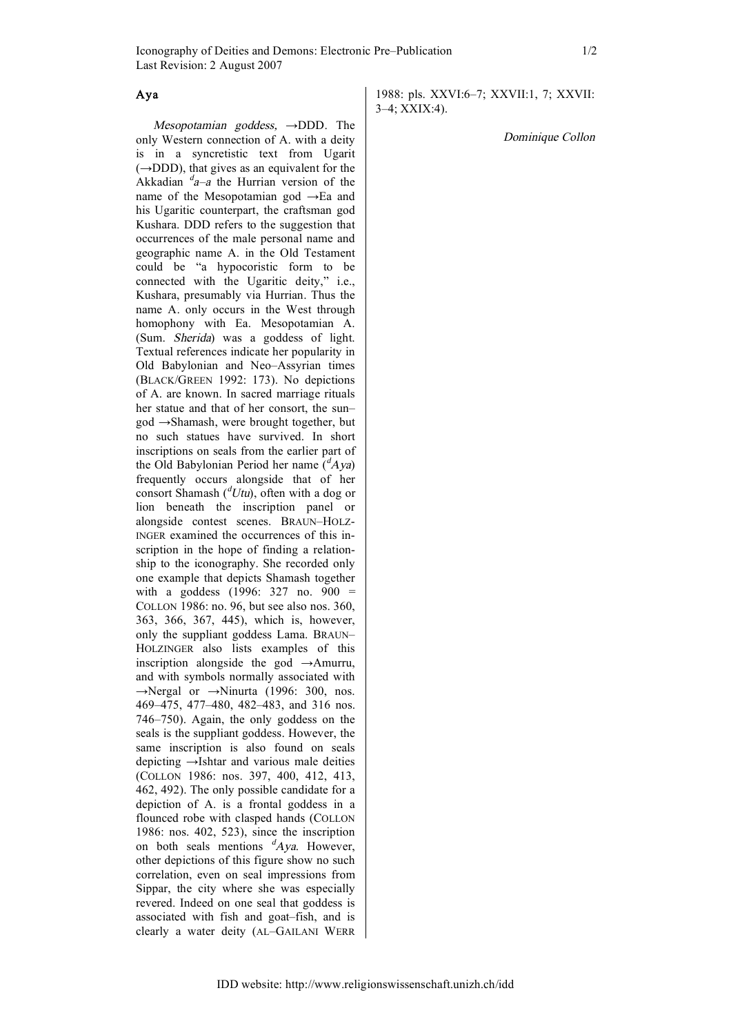# Aya

*Mesopotamian goddess,* →DDD. The only Western connection of A. with a deity is in a syncretistic text from Ugarit (→DDD), that gives as an equivalent for the Akkadian $^{d}$*a–a* the Hurrian version of the name of the Mesopotamian god →Ea and his Ugaritic counterpart, the craftsman god Kushara. DDD refers to the suggestion that occurrences of the male personal name and geographic name A. in the Old Testament could be "a hypocoristic form to be connected with the Ugaritic deity," i.e., Kushara, presumably via Hurrian. Thus the name A. only occurs in the West through homophony with Ea. Mesopotamian A. (Sum. *Sherida*) was a goddess of light. Textual references indicate her popularity in Old Babylonian and Neo–Assyrian times (BLACK/GREEN 1992: 173). No depictions of A. are known. In sacred marriage rituals her statue and that of her consort, the sun–god →Shamash, were brought together, but no such statues have survived. In short inscriptions on seals from the earlier part of the Old Babylonian Period her name ($^{d}$*Aya*) frequently occurs alongside that of her consort Shamash ($^{d}$*Utu*), often with a dog or lion beneath the inscription panel or alongside contest scenes. BRAUN–HOLZINGER examined the occurrences of this inscription in the hope of finding a relationship to the iconography. She recorded only one example that depicts Shamash together with a goddess (1996: 327 no. 900 = COLLON 1986: no. 96, but see also nos. 360, 363, 366, 367, 445), which is, however, only the suppliant goddess Lama. BRAUN–HOLZINGER also lists examples of this inscription alongside the god →Amurru, and with symbols normally associated with →Nergal or →Ninurta (1996: 300, nos. 469–475, 477–480, 482–483, and 316 nos. 746–750). Again, the only goddess on the seals is the suppliant goddess. However, the same inscription is also found on seals depicting →Ishtar and various male deities (COLLON 1986: nos. 397, 400, 412, 413, 462, 492). The only possible candidate for a depiction of A. is a frontal goddess in a flounced robe with clasped hands (COLLON 1986: nos. 402, 523), since the inscription on both seals mentions $^{d}$*Aya*. However, other depictions of this figure show no such correlation, even on seal impressions from Sippar, the city where she was especially revered. Indeed on one seal that goddess is associated with fish and goat–fish, and is clearly a water deity (AL–GAILANI WERR 1988: pls. XXVI:6–7; XXVII:1, 7; XXVII: 3–4; XXIX:4).

*Dominique Collon*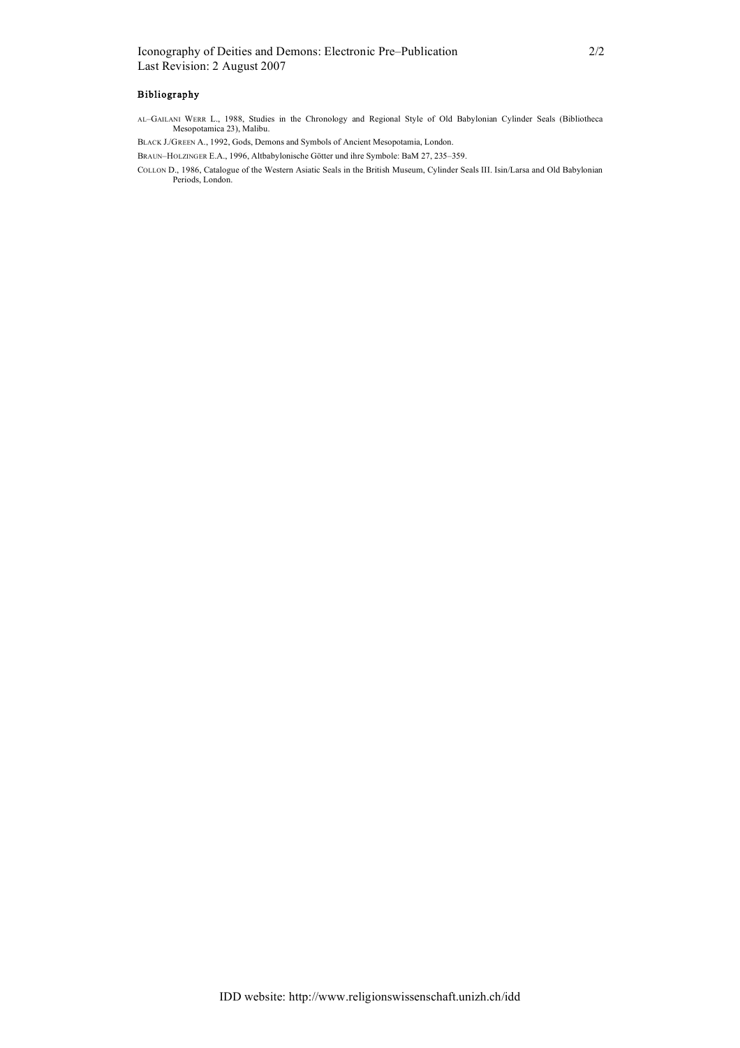#### Bibliography

AL–GAILANI WERR L., 1988, Studies in the Chronology and Regional Style of Old Babylonian Cylinder Seals (Bibliotheca Mesopotamica 23), Malibu.

BLACK J./GREEN A., 1992, Gods, Demons and Symbols of Ancient Mesopotamia, London.

BRAUN–HOLZINGER E.A., 1996, Altbabylonische Götter und ihre Symbole: BaM 27, 235–359.

COLLON D., 1986, Catalogue of the Western Asiatic Seals in the British Museum, Cylinder Seals III. Isin/Larsa and Old Babylonian Periods, London.